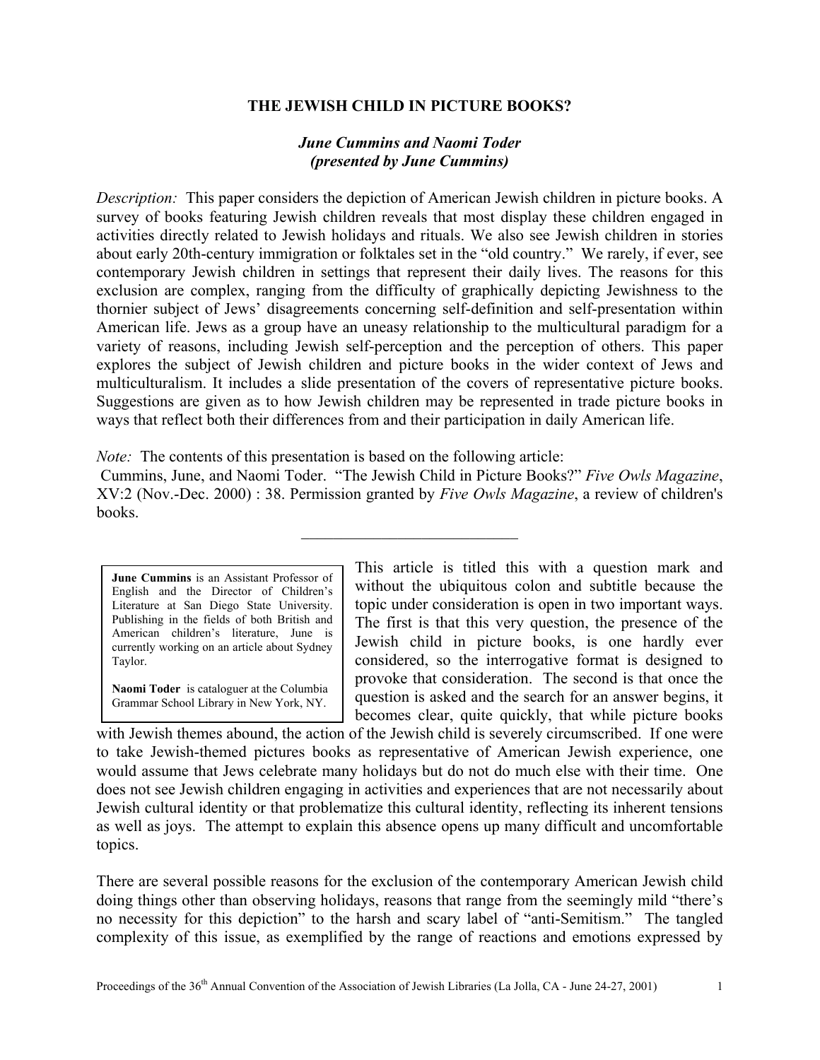# THE JEWISH CHILD IN PICTURE BOOKS?

***June Cummins and Naomi Toder***
***(presented by June Cummins)***

*Description:* This paper considers the depiction of American Jewish children in picture books. A survey of books featuring Jewish children reveals that most display these children engaged in activities directly related to Jewish holidays and rituals. We also see Jewish children in stories about early 20th-century immigration or folktales set in the "old country." We rarely, if ever, see contemporary Jewish children in settings that represent their daily lives. The reasons for this exclusion are complex, ranging from the difficulty of graphically depicting Jewishness to the thornier subject of Jews' disagreements concerning self-definition and self-presentation within American life. Jews as a group have an uneasy relationship to the multicultural paradigm for a variety of reasons, including Jewish self-perception and the perception of others. This paper explores the subject of Jewish children and picture books in the wider context of Jews and multiculturalism. It includes a slide presentation of the covers of representative picture books. Suggestions are given as to how Jewish children may be represented in trade picture books in ways that reflect both their differences from and their participation in daily American life.

*Note:* The contents of this presentation is based on the following article:
Cummins, June, and Naomi Toder. "The Jewish Child in Picture Books?" *Five Owls Magazine*, XV:2 (Nov.-Dec. 2000) : 38. Permission granted by *Five Owls Magazine*, a review of children's books.

---

> **June Cummins** is an Assistant Professor of English and the Director of Children's Literature at San Diego State University. Publishing in the fields of both British and American children's literature, June is currently working on an article about Sydney Taylor.
>
> **Naomi Toder** is cataloguer at the Columbia Grammar School Library in New York, NY.

This article is titled this with a question mark and without the ubiquitous colon and subtitle because the topic under consideration is open in two important ways. The first is that this very question, the presence of the Jewish child in picture books, is one hardly ever considered, so the interrogative format is designed to provoke that consideration. The second is that once the question is asked and the search for an answer begins, it becomes clear, quite quickly, that while picture books with Jewish themes abound, the action of the Jewish child is severely circumscribed. If one were to take Jewish-themed pictures books as representative of American Jewish experience, one would assume that Jews celebrate many holidays but do not do much else with their time. One does not see Jewish children engaging in activities and experiences that are not necessarily about Jewish cultural identity or that problematize this cultural identity, reflecting its inherent tensions as well as joys. The attempt to explain this absence opens up many difficult and uncomfortable topics.

There are several possible reasons for the exclusion of the contemporary American Jewish child doing things other than observing holidays, reasons that range from the seemingly mild "there's no necessity for this depiction" to the harsh and scary label of "anti-Semitism." The tangled complexity of this issue, as exemplified by the range of reactions and emotions expressed by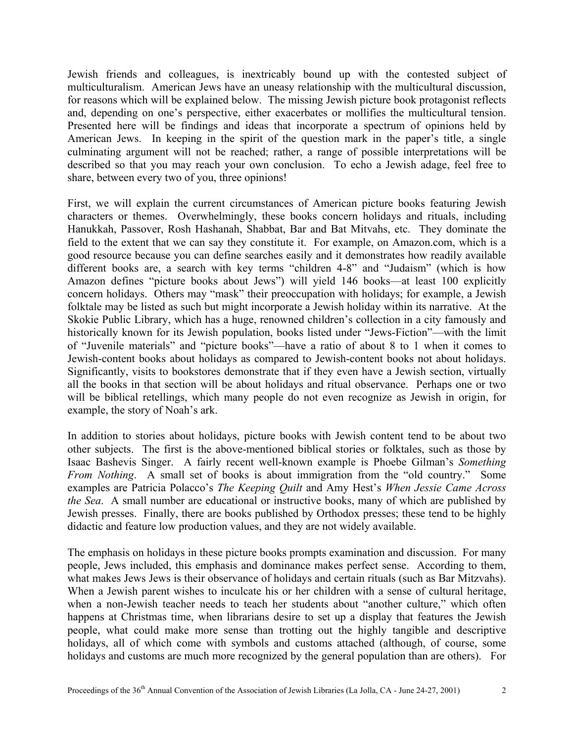Jewish friends and colleagues, is inextricably bound up with the contested subject of multiculturalism. American Jews have an uneasy relationship with the multicultural discussion, for reasons which will be explained below. The missing Jewish picture book protagonist reflects and, depending on one's perspective, either exacerbates or mollifies the multicultural tension. Presented here will be findings and ideas that incorporate a spectrum of opinions held by American Jews. In keeping in the spirit of the question mark in the paper's title, a single culminating argument will not be reached; rather, a range of possible interpretations will be described so that you may reach your own conclusion. To echo a Jewish adage, feel free to share, between every two of you, three opinions!

First, we will explain the current circumstances of American picture books featuring Jewish characters or themes. Overwhelmingly, these books concern holidays and rituals, including Hanukkah, Passover, Rosh Hashanah, Shabbat, Bar and Bat Mitvahs, etc. They dominate the field to the extent that we can say they constitute it. For example, on Amazon.com, which is a good resource because you can define searches easily and it demonstrates how readily available different books are, a search with key terms "children 4-8" and "Judaism" (which is how Amazon defines "picture books about Jews") will yield 146 books—at least 100 explicitly concern holidays. Others may "mask" their preoccupation with holidays; for example, a Jewish folktale may be listed as such but might incorporate a Jewish holiday within its narrative. At the Skokie Public Library, which has a huge, renowned children's collection in a city famously and historically known for its Jewish population, books listed under "Jews-Fiction"—with the limit of "Juvenile materials" and "picture books"—have a ratio of about 8 to 1 when it comes to Jewish-content books about holidays as compared to Jewish-content books not about holidays. Significantly, visits to bookstores demonstrate that if they even have a Jewish section, virtually all the books in that section will be about holidays and ritual observance. Perhaps one or two will be biblical retellings, which many people do not even recognize as Jewish in origin, for example, the story of Noah's ark.

In addition to stories about holidays, picture books with Jewish content tend to be about two other subjects. The first is the above-mentioned biblical stories or folktales, such as those by Isaac Bashevis Singer. A fairly recent well-known example is Phoebe Gilman's *Something From Nothing*. A small set of books is about immigration from the "old country." Some examples are Patricia Polacco's *The Keeping Quilt* and Amy Hest's *When Jessie Came Across the Sea*. A small number are educational or instructive books, many of which are published by Jewish presses. Finally, there are books published by Orthodox presses; these tend to be highly didactic and feature low production values, and they are not widely available.

The emphasis on holidays in these picture books prompts examination and discussion. For many people, Jews included, this emphasis and dominance makes perfect sense. According to them, what makes Jews Jews is their observance of holidays and certain rituals (such as Bar Mitzvahs). When a Jewish parent wishes to inculcate his or her children with a sense of cultural heritage, when a non-Jewish teacher needs to teach her students about "another culture," which often happens at Christmas time, when librarians desire to set up a display that features the Jewish people, what could make more sense than trotting out the highly tangible and descriptive holidays, all of which come with symbols and customs attached (although, of course, some holidays and customs are much more recognized by the general population than are others). For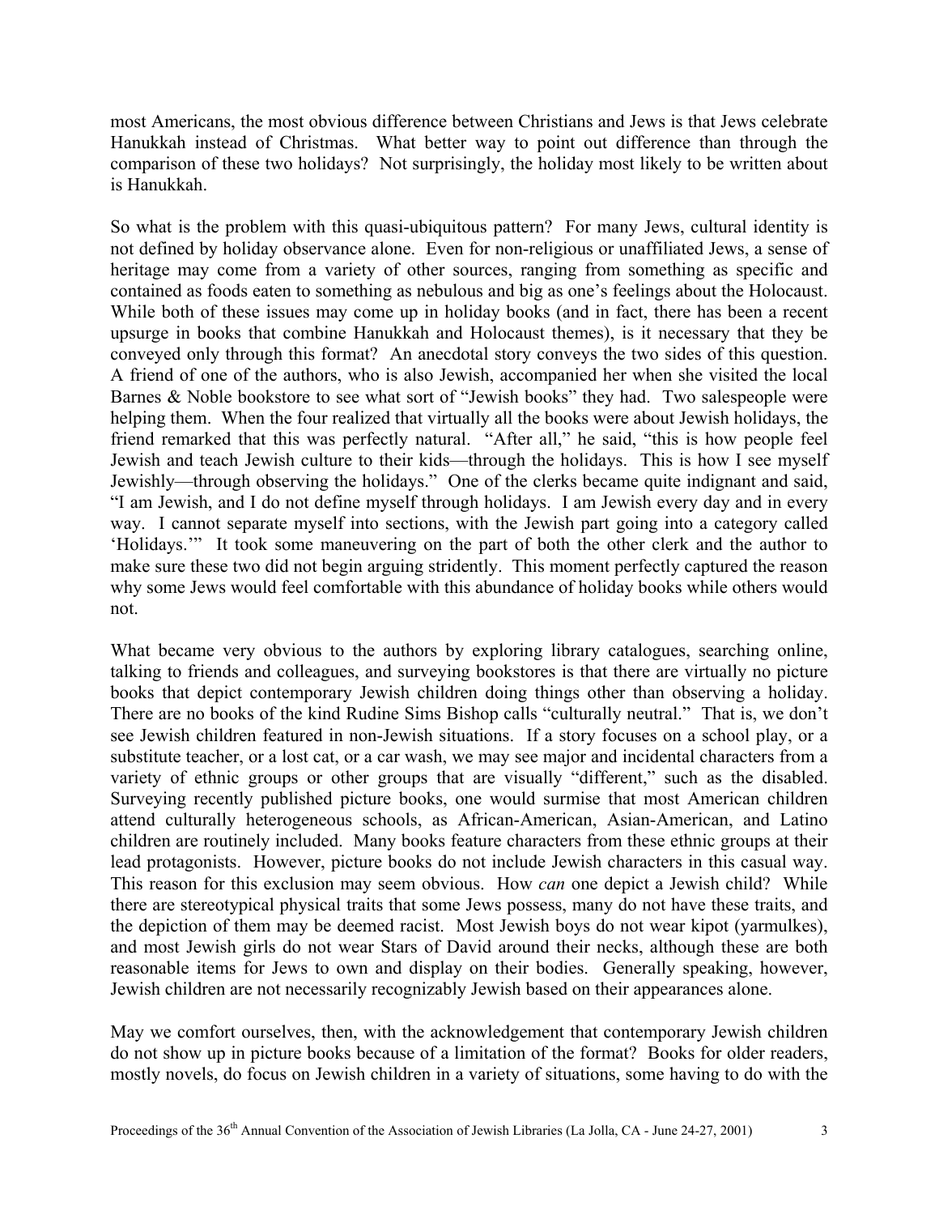most Americans, the most obvious difference between Christians and Jews is that Jews celebrate Hanukkah instead of Christmas. What better way to point out difference than through the comparison of these two holidays? Not surprisingly, the holiday most likely to be written about is Hanukkah.

So what is the problem with this quasi-ubiquitous pattern? For many Jews, cultural identity is not defined by holiday observance alone. Even for non-religious or unaffiliated Jews, a sense of heritage may come from a variety of other sources, ranging from something as specific and contained as foods eaten to something as nebulous and big as one's feelings about the Holocaust. While both of these issues may come up in holiday books (and in fact, there has been a recent upsurge in books that combine Hanukkah and Holocaust themes), is it necessary that they be conveyed only through this format? An anecdotal story conveys the two sides of this question. A friend of one of the authors, who is also Jewish, accompanied her when she visited the local Barnes & Noble bookstore to see what sort of "Jewish books" they had. Two salespeople were helping them. When the four realized that virtually all the books were about Jewish holidays, the friend remarked that this was perfectly natural. "After all," he said, "this is how people feel Jewish and teach Jewish culture to their kids—through the holidays. This is how I see myself Jewishly—through observing the holidays." One of the clerks became quite indignant and said, "I am Jewish, and I do not define myself through holidays. I am Jewish every day and in every way. I cannot separate myself into sections, with the Jewish part going into a category called 'Holidays.'" It took some maneuvering on the part of both the other clerk and the author to make sure these two did not begin arguing stridently. This moment perfectly captured the reason why some Jews would feel comfortable with this abundance of holiday books while others would not.

What became very obvious to the authors by exploring library catalogues, searching online, talking to friends and colleagues, and surveying bookstores is that there are virtually no picture books that depict contemporary Jewish children doing things other than observing a holiday. There are no books of the kind Rudine Sims Bishop calls "culturally neutral." That is, we don't see Jewish children featured in non-Jewish situations. If a story focuses on a school play, or a substitute teacher, or a lost cat, or a car wash, we may see major and incidental characters from a variety of ethnic groups or other groups that are visually "different," such as the disabled. Surveying recently published picture books, one would surmise that most American children attend culturally heterogeneous schools, as African-American, Asian-American, and Latino children are routinely included. Many books feature characters from these ethnic groups at their lead protagonists. However, picture books do not include Jewish characters in this casual way. This reason for this exclusion may seem obvious. How *can* one depict a Jewish child? While there are stereotypical physical traits that some Jews possess, many do not have these traits, and the depiction of them may be deemed racist. Most Jewish boys do not wear kipot (yarmulkes), and most Jewish girls do not wear Stars of David around their necks, although these are both reasonable items for Jews to own and display on their bodies. Generally speaking, however, Jewish children are not necessarily recognizably Jewish based on their appearances alone.

May we comfort ourselves, then, with the acknowledgement that contemporary Jewish children do not show up in picture books because of a limitation of the format? Books for older readers, mostly novels, do focus on Jewish children in a variety of situations, some having to do with the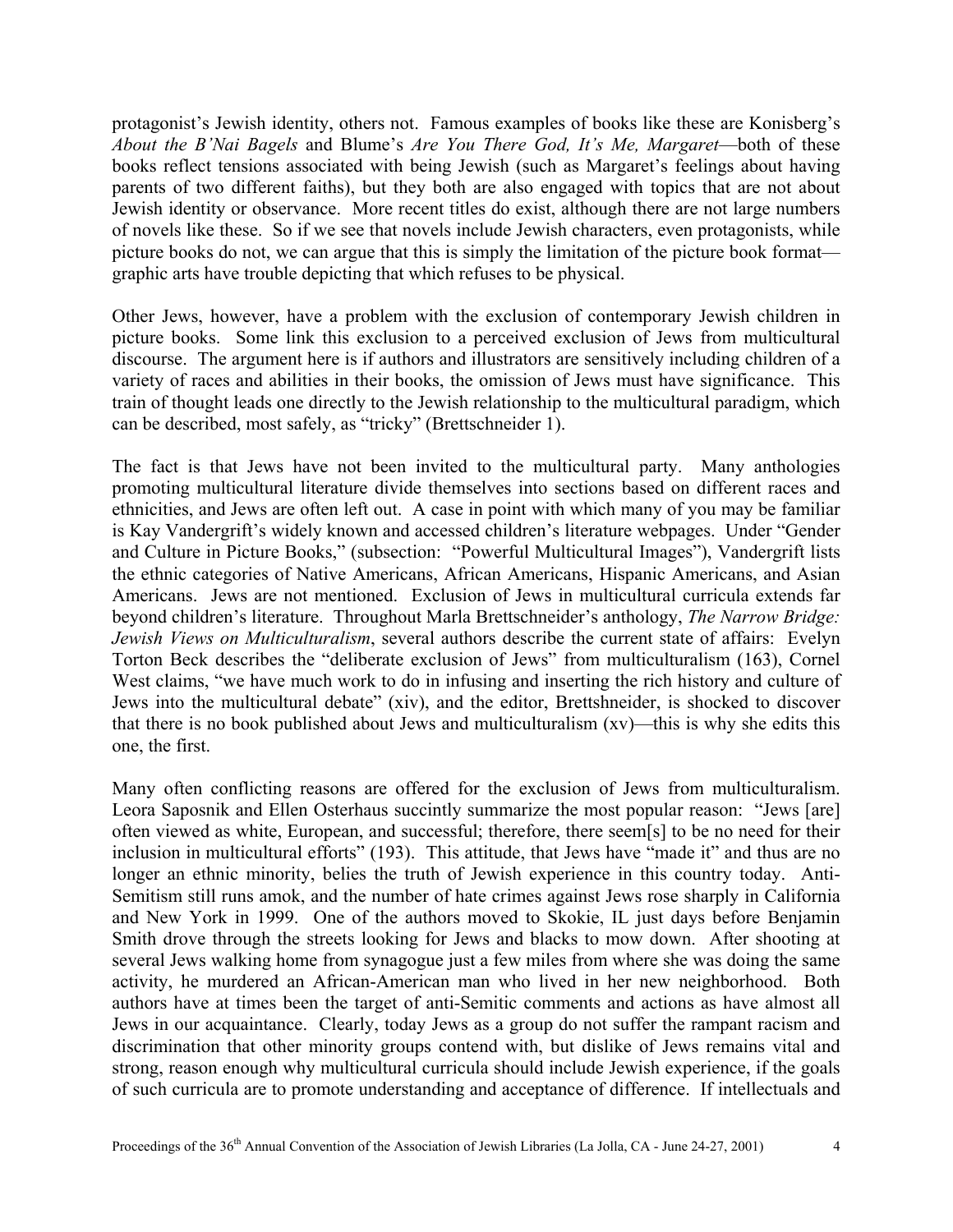protagonist's Jewish identity, others not. Famous examples of books like these are Konisberg's *About the B'Nai Bagels* and Blume's *Are You There God, It's Me, Margaret*—both of these books reflect tensions associated with being Jewish (such as Margaret's feelings about having parents of two different faiths), but they both are also engaged with topics that are not about Jewish identity or observance. More recent titles do exist, although there are not large numbers of novels like these. So if we see that novels include Jewish characters, even protagonists, while picture books do not, we can argue that this is simply the limitation of the picture book format—graphic arts have trouble depicting that which refuses to be physical.

Other Jews, however, have a problem with the exclusion of contemporary Jewish children in picture books. Some link this exclusion to a perceived exclusion of Jews from multicultural discourse. The argument here is if authors and illustrators are sensitively including children of a variety of races and abilities in their books, the omission of Jews must have significance. This train of thought leads one directly to the Jewish relationship to the multicultural paradigm, which can be described, most safely, as "tricky" (Brettschneider 1).

The fact is that Jews have not been invited to the multicultural party. Many anthologies promoting multicultural literature divide themselves into sections based on different races and ethnicities, and Jews are often left out. A case in point with which many of you may be familiar is Kay Vandergrift's widely known and accessed children's literature webpages. Under "Gender and Culture in Picture Books," (subsection: "Powerful Multicultural Images"), Vandergrift lists the ethnic categories of Native Americans, African Americans, Hispanic Americans, and Asian Americans. Jews are not mentioned. Exclusion of Jews in multicultural curricula extends far beyond children's literature. Throughout Marla Brettschneider's anthology, *The Narrow Bridge: Jewish Views on Multiculturalism*, several authors describe the current state of affairs: Evelyn Torton Beck describes the "deliberate exclusion of Jews" from multiculturalism (163), Cornel West claims, "we have much work to do in infusing and inserting the rich history and culture of Jews into the multicultural debate" (xiv), and the editor, Brettshneider, is shocked to discover that there is no book published about Jews and multiculturalism (xv)—this is why she edits this one, the first.

Many often conflicting reasons are offered for the exclusion of Jews from multiculturalism. Leora Saposnik and Ellen Osterhaus succintly summarize the most popular reason: "Jews [are] often viewed as white, European, and successful; therefore, there seem[s] to be no need for their inclusion in multicultural efforts" (193). This attitude, that Jews have "made it" and thus are no longer an ethnic minority, belies the truth of Jewish experience in this country today. Anti-Semitism still runs amok, and the number of hate crimes against Jews rose sharply in California and New York in 1999. One of the authors moved to Skokie, IL just days before Benjamin Smith drove through the streets looking for Jews and blacks to mow down. After shooting at several Jews walking home from synagogue just a few miles from where she was doing the same activity, he murdered an African-American man who lived in her new neighborhood. Both authors have at times been the target of anti-Semitic comments and actions as have almost all Jews in our acquaintance. Clearly, today Jews as a group do not suffer the rampant racism and discrimination that other minority groups contend with, but dislike of Jews remains vital and strong, reason enough why multicultural curricula should include Jewish experience, if the goals of such curricula are to promote understanding and acceptance of difference. If intellectuals and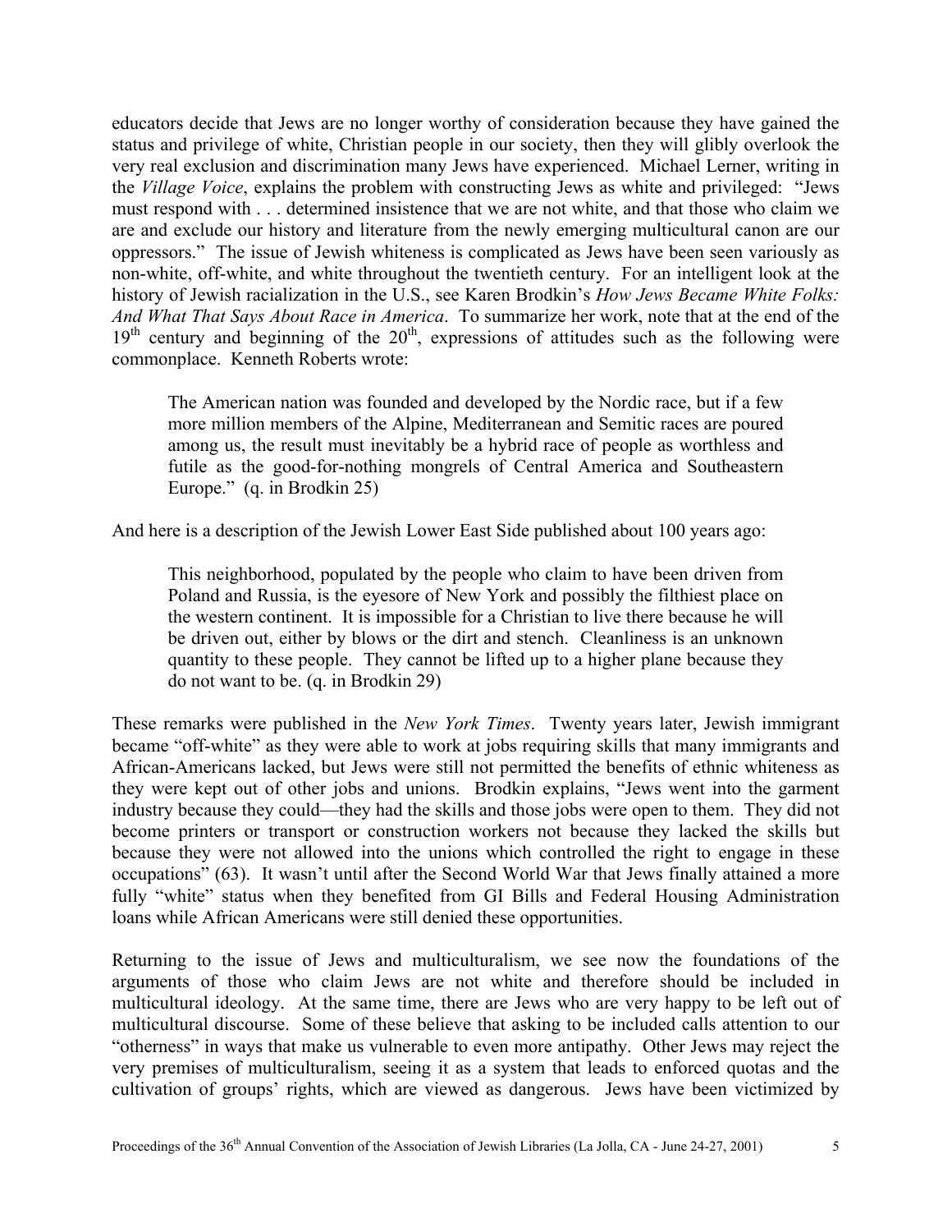educators decide that Jews are no longer worthy of consideration because they have gained the status and privilege of white, Christian people in our society, then they will glibly overlook the very real exclusion and discrimination many Jews have experienced. Michael Lerner, writing in the *Village Voice*, explains the problem with constructing Jews as white and privileged: "Jews must respond with . . . determined insistence that we are not white, and that those who claim we are and exclude our history and literature from the newly emerging multicultural canon are our oppressors." The issue of Jewish whiteness is complicated as Jews have been seen variously as non-white, off-white, and white throughout the twentieth century. For an intelligent look at the history of Jewish racialization in the U.S., see Karen Brodkin's *How Jews Became White Folks: And What That Says About Race in America*. To summarize her work, note that at the end of the 19th century and beginning of the 20th, expressions of attitudes such as the following were commonplace. Kenneth Roberts wrote:

> The American nation was founded and developed by the Nordic race, but if a few more million members of the Alpine, Mediterranean and Semitic races are poured among us, the result must inevitably be a hybrid race of people as worthless and futile as the good-for-nothing mongrels of Central America and Southeastern Europe." (q. in Brodkin 25)

And here is a description of the Jewish Lower East Side published about 100 years ago:

> This neighborhood, populated by the people who claim to have been driven from Poland and Russia, is the eyesore of New York and possibly the filthiest place on the western continent. It is impossible for a Christian to live there because he will be driven out, either by blows or the dirt and stench. Cleanliness is an unknown quantity to these people. They cannot be lifted up to a higher plane because they do not want to be. (q. in Brodkin 29)

These remarks were published in the *New York Times*. Twenty years later, Jewish immigrant became "off-white" as they were able to work at jobs requiring skills that many immigrants and African-Americans lacked, but Jews were still not permitted the benefits of ethnic whiteness as they were kept out of other jobs and unions. Brodkin explains, "Jews went into the garment industry because they could—they had the skills and those jobs were open to them. They did not become printers or transport or construction workers not because they lacked the skills but because they were not allowed into the unions which controlled the right to engage in these occupations" (63). It wasn't until after the Second World War that Jews finally attained a more fully "white" status when they benefited from GI Bills and Federal Housing Administration loans while African Americans were still denied these opportunities.

Returning to the issue of Jews and multiculturalism, we see now the foundations of the arguments of those who claim Jews are not white and therefore should be included in multicultural ideology. At the same time, there are Jews who are very happy to be left out of multicultural discourse. Some of these believe that asking to be included calls attention to our "otherness" in ways that make us vulnerable to even more antipathy. Other Jews may reject the very premises of multiculturalism, seeing it as a system that leads to enforced quotas and the cultivation of groups' rights, which are viewed as dangerous. Jews have been victimized by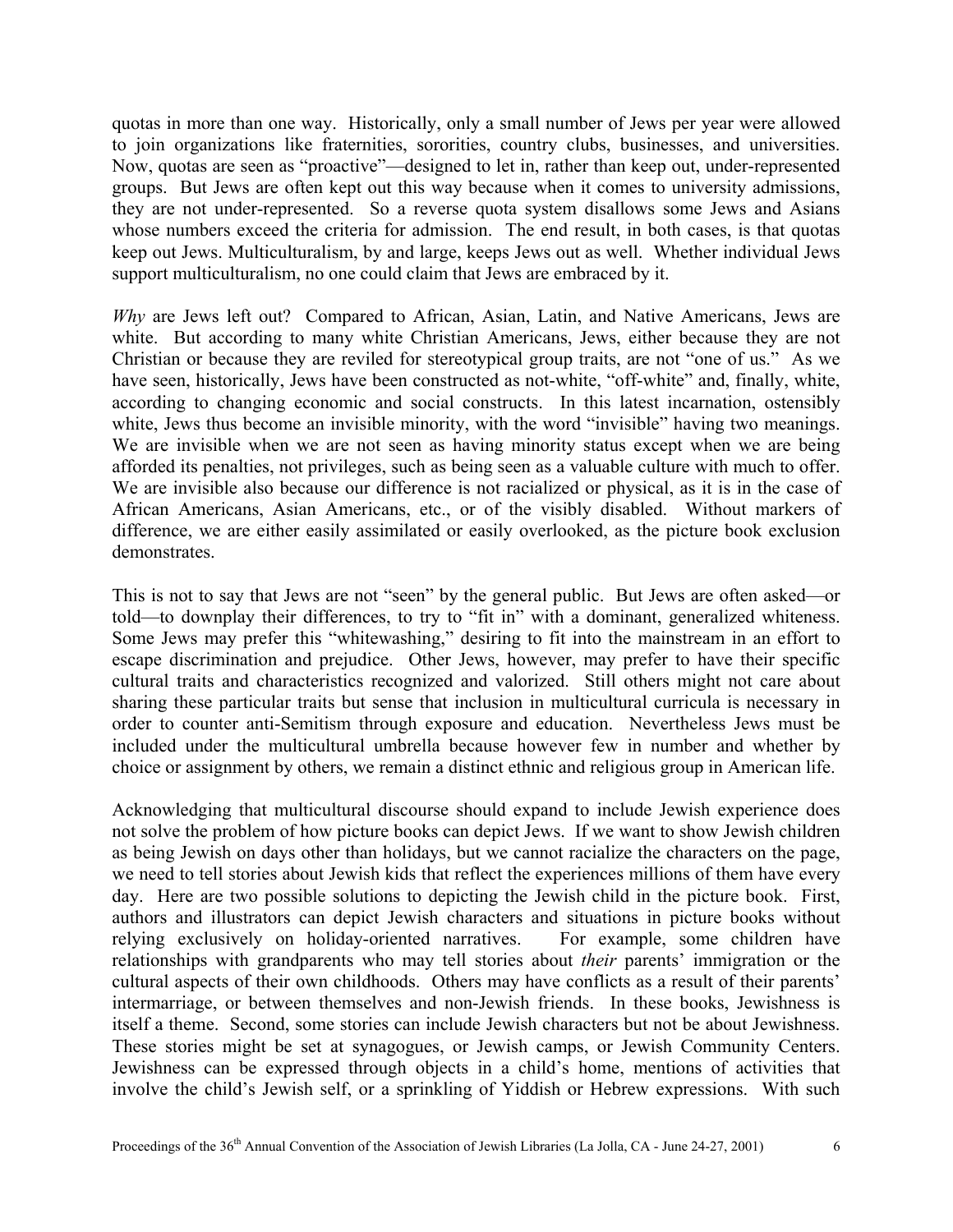quotas in more than one way. Historically, only a small number of Jews per year were allowed to join organizations like fraternities, sororities, country clubs, businesses, and universities. Now, quotas are seen as "proactive"—designed to let in, rather than keep out, under-represented groups. But Jews are often kept out this way because when it comes to university admissions, they are not under-represented. So a reverse quota system disallows some Jews and Asians whose numbers exceed the criteria for admission. The end result, in both cases, is that quotas keep out Jews. Multiculturalism, by and large, keeps Jews out as well. Whether individual Jews support multiculturalism, no one could claim that Jews are embraced by it.

*Why* are Jews left out? Compared to African, Asian, Latin, and Native Americans, Jews are white. But according to many white Christian Americans, Jews, either because they are not Christian or because they are reviled for stereotypical group traits, are not "one of us." As we have seen, historically, Jews have been constructed as not-white, "off-white" and, finally, white, according to changing economic and social constructs. In this latest incarnation, ostensibly white, Jews thus become an invisible minority, with the word "invisible" having two meanings. We are invisible when we are not seen as having minority status except when we are being afforded its penalties, not privileges, such as being seen as a valuable culture with much to offer. We are invisible also because our difference is not racialized or physical, as it is in the case of African Americans, Asian Americans, etc., or of the visibly disabled. Without markers of difference, we are either easily assimilated or easily overlooked, as the picture book exclusion demonstrates.

This is not to say that Jews are not "seen" by the general public. But Jews are often asked—or told—to downplay their differences, to try to "fit in" with a dominant, generalized whiteness. Some Jews may prefer this "whitewashing," desiring to fit into the mainstream in an effort to escape discrimination and prejudice. Other Jews, however, may prefer to have their specific cultural traits and characteristics recognized and valorized. Still others might not care about sharing these particular traits but sense that inclusion in multicultural curricula is necessary in order to counter anti-Semitism through exposure and education. Nevertheless Jews must be included under the multicultural umbrella because however few in number and whether by choice or assignment by others, we remain a distinct ethnic and religious group in American life.

Acknowledging that multicultural discourse should expand to include Jewish experience does not solve the problem of how picture books can depict Jews. If we want to show Jewish children as being Jewish on days other than holidays, but we cannot racialize the characters on the page, we need to tell stories about Jewish kids that reflect the experiences millions of them have every day. Here are two possible solutions to depicting the Jewish child in the picture book. First, authors and illustrators can depict Jewish characters and situations in picture books without relying exclusively on holiday-oriented narratives. For example, some children have relationships with grandparents who may tell stories about *their* parents' immigration or the cultural aspects of their own childhoods. Others may have conflicts as a result of their parents' intermarriage, or between themselves and non-Jewish friends. In these books, Jewishness is itself a theme. Second, some stories can include Jewish characters but not be about Jewishness. These stories might be set at synagogues, or Jewish camps, or Jewish Community Centers. Jewishness can be expressed through objects in a child's home, mentions of activities that involve the child's Jewish self, or a sprinkling of Yiddish or Hebrew expressions. With such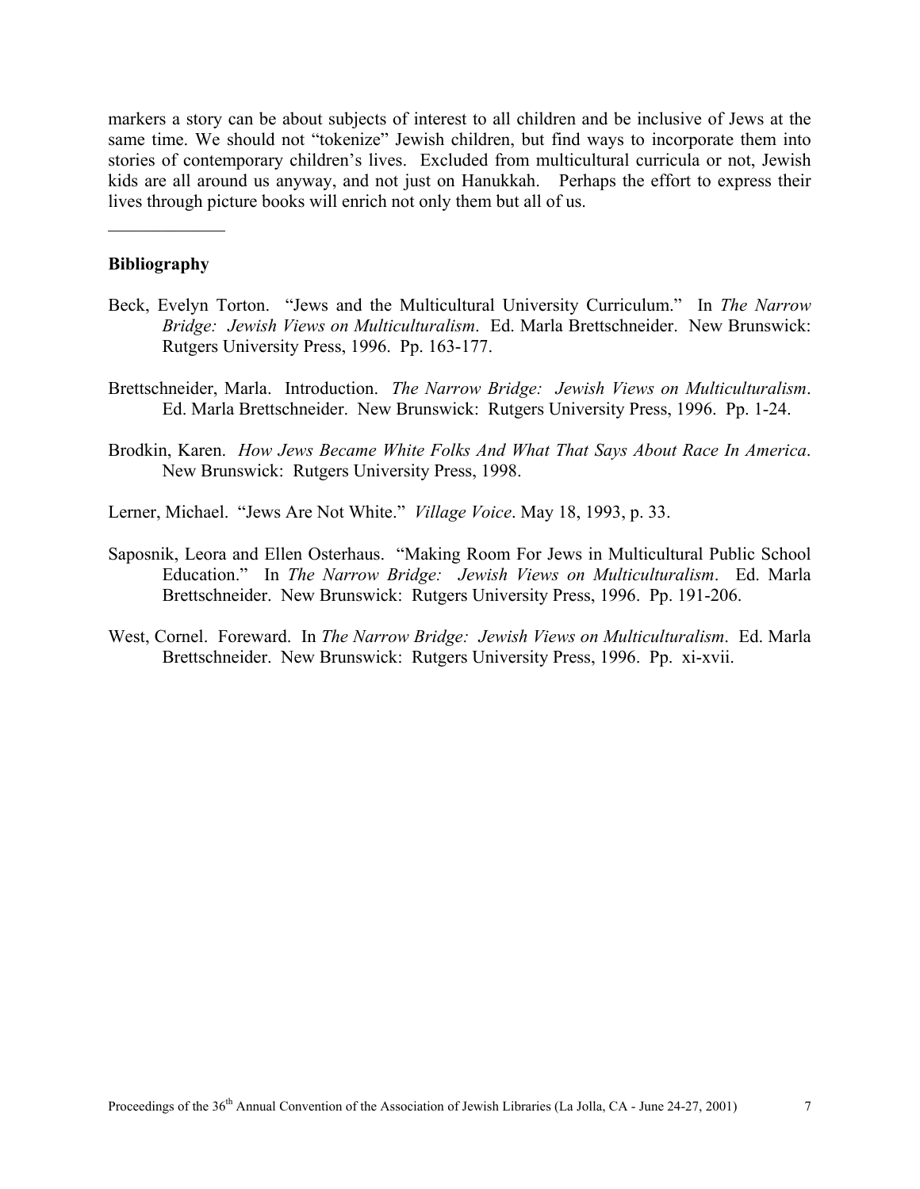markers a story can be about subjects of interest to all children and be inclusive of Jews at the same time. We should not "tokenize" Jewish children, but find ways to incorporate them into stories of contemporary children's lives. Excluded from multicultural curricula or not, Jewish kids are all around us anyway, and not just on Hanukkah. Perhaps the effort to express their lives through picture books will enrich not only them but all of us.

---

**Bibliography**

Beck, Evelyn Torton. "Jews and the Multicultural University Curriculum." In *The Narrow Bridge: Jewish Views on Multiculturalism*. Ed. Marla Brettschneider. New Brunswick: Rutgers University Press, 1996. Pp. 163-177.

Brettschneider, Marla. Introduction. *The Narrow Bridge: Jewish Views on Multiculturalism*. Ed. Marla Brettschneider. New Brunswick: Rutgers University Press, 1996. Pp. 1-24.

Brodkin, Karen. *How Jews Became White Folks And What That Says About Race In America*. New Brunswick: Rutgers University Press, 1998.

Lerner, Michael. "Jews Are Not White." *Village Voice*. May 18, 1993, p. 33.

Saposnik, Leora and Ellen Osterhaus. "Making Room For Jews in Multicultural Public School Education." In *The Narrow Bridge: Jewish Views on Multiculturalism*. Ed. Marla Brettschneider. New Brunswick: Rutgers University Press, 1996. Pp. 191-206.

West, Cornel. Foreward. In *The Narrow Bridge: Jewish Views on Multiculturalism*. Ed. Marla Brettschneider. New Brunswick: Rutgers University Press, 1996. Pp. xi-xvii.